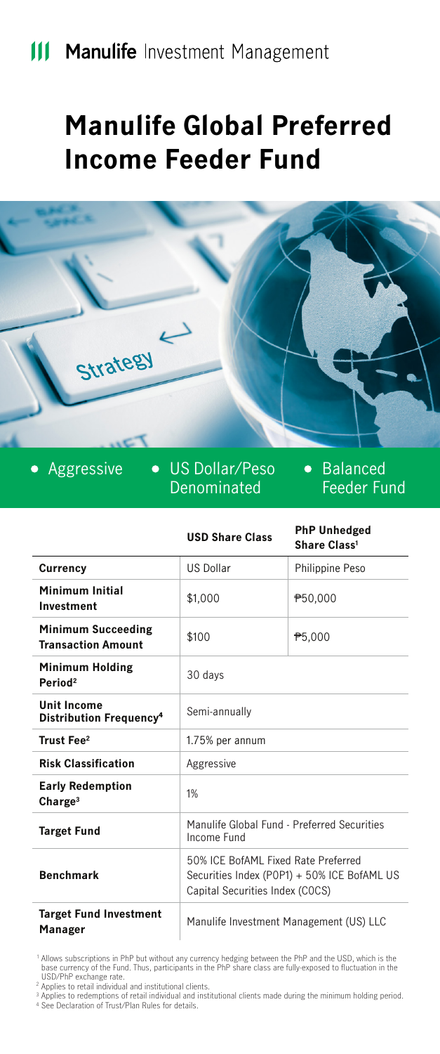Manulife Investment Management

# Manulife Global Preferred Income Feeder Fund

- Aggressive
- US Dollar/Peso Denominated
- Balanced Feeder Fund

| | USD Share Class | PhP Unhedged Share Class[1] |
|---|---|---|
| **Currency** | US Dollar | Philippine Peso |
| **Minimum Initial Investment** | $1,000 | ₱50,000 |
| **Minimum Succeeding Transaction Amount** | $100 | ₱5,000 |
| **Minimum Holding Period[2]** | 30 days | |
| **Unit Income Distribution Frequency[4]** | Semi-annually | |
| **Trust Fee[2]** | 1.75% per annum | |
| **Risk Classification** | Aggressive | |
| **Early Redemption Charge[3]** | 1% | |
| **Target Fund** | Manulife Global Fund - Preferred Securities Income Fund | |
| **Benchmark** | 50% ICE BofAML Fixed Rate Preferred Securities Index (P0P1) + 50% ICE BofAML US Capital Securities Index (C0CS) | |
| **Target Fund Investment Manager** | Manulife Investment Management (US) LLC | |

[1] Allows subscriptions in PhP but without any currency hedging between the PhP and the USD, which is the base currency of the Fund. Thus, participants in the PhP share class are fully-exposed to fluctuation in the USD/PhP exchange rate.
[2] Applies to retail individual and institutional clients.
[3] Applies to redemptions of retail individual and institutional clients made during the minimum holding period.
[4] See Declaration of Trust/Plan Rules for details.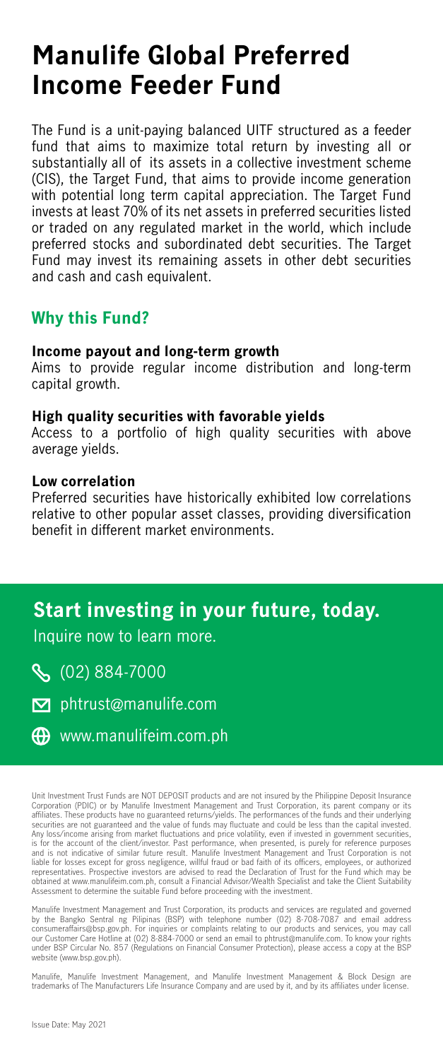# Manulife Global Preferred Income Feeder Fund

The Fund is a unit-paying balanced UITF structured as a feeder fund that aims to maximize total return by investing all or substantially all of its assets in a collective investment scheme (CIS), the Target Fund, that aims to provide income generation with potential long term capital appreciation. The Target Fund invests at least 70% of its net assets in preferred securities listed or traded on any regulated market in the world, which include preferred stocks and subordinated debt securities. The Target Fund may invest its remaining assets in other debt securities and cash and cash equivalent.

## Why this Fund?

### Income payout and long-term growth

Aims to provide regular income distribution and long-term capital growth.

### High quality securities with favorable yields

Access to a portfolio of high quality securities with above average yields.

### Low correlation

Preferred securities have historically exhibited low correlations relative to other popular asset classes, providing diversification benefit in different market environments.

## Start investing in your future, today.

Inquire now to learn more.

(02) 884-7000

phtrust@manulife.com

www.manulifeim.com.ph

Unit Investment Trust Funds are NOT DEPOSIT products and are not insured by the Philippine Deposit Insurance Corporation (PDIC) or by Manulife Investment Management and Trust Corporation, its parent company or its affiliates. These products have no guaranteed returns/yields. The performances of the funds and their underlying securities are not guaranteed and the value of funds may fluctuate and could be less than the capital invested. Any loss/income arising from market fluctuations and price volatility, even if invested in government securities, is for the account of the client/investor. Past performance, when presented, is purely for reference purposes and is not indicative of similar future result. Manulife Investment Management and Trust Corporation is not liable for losses except for gross negligence, willful fraud or bad faith of its officers, employees, or authorized representatives. Prospective investors are advised to read the Declaration of Trust for the Fund which may be obtained at www.manulifeim.com.ph, consult a Financial Advisor/Wealth Specialist and take the Client Suitability Assessment to determine the suitable Fund before proceeding with the investment.

Manulife Investment Management and Trust Corporation, its products and services are regulated and governed by the Bangko Sentral ng Pilipinas (BSP) with telephone number (02) 8-708-7087 and email address consumeraffairs@bsp.gov.ph. For inquiries or complaints relating to our products and services, you may call our Customer Care Hotline at (02) 8-884-7000 or send an email to phtrust@manulife.com. To know your rights under BSP Circular No. 857 (Regulations on Financial Consumer Protection), please access a copy at the BSP website (www.bsp.gov.ph).

Manulife, Manulife Investment Management, and Manulife Investment Management & Block Design are trademarks of The Manufacturers Life Insurance Company and are used by it, and by its affiliates under license.

Issue Date: May 2021